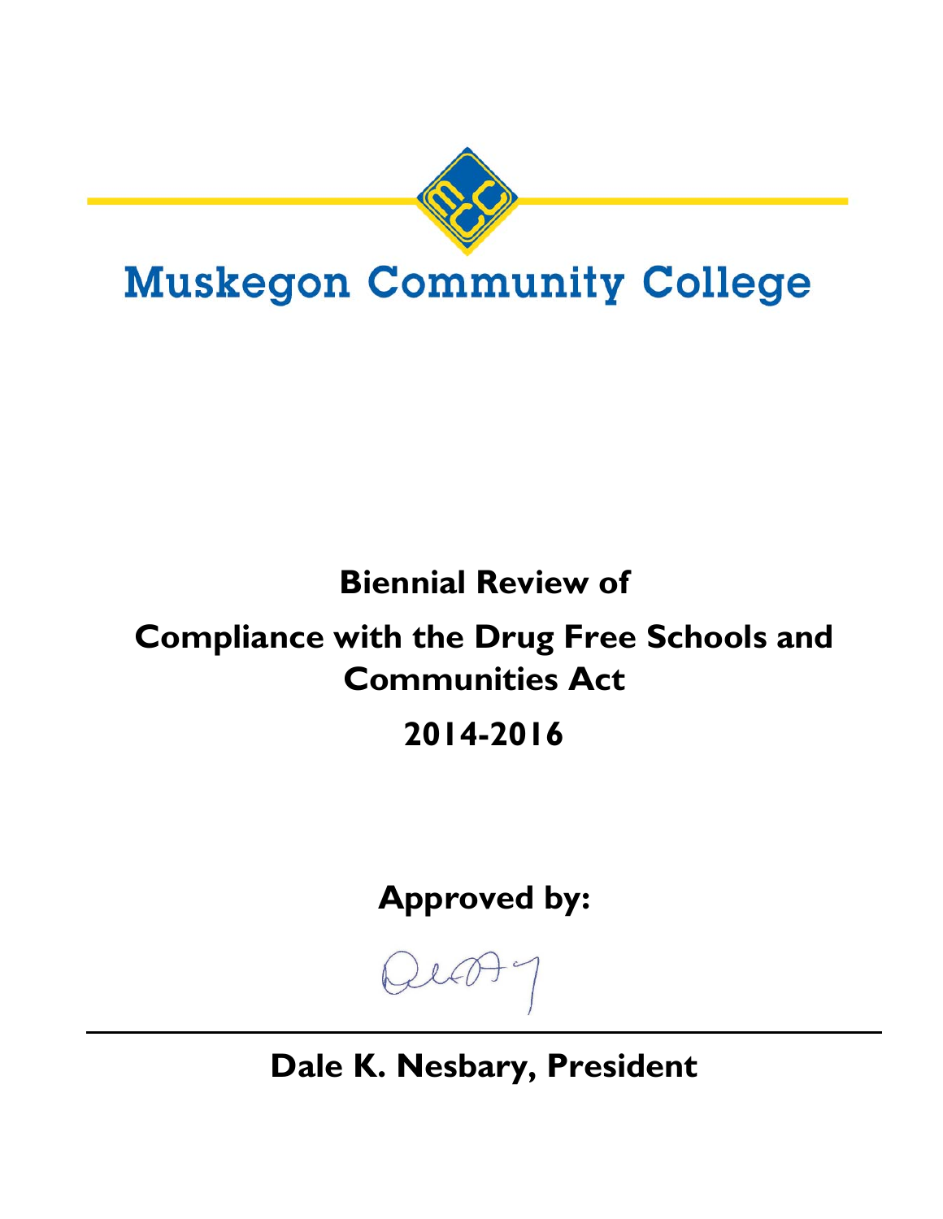# Muskegon Community College

## Biennial Review of

## Compliance with the Drug Free Schools and Communities Act

## 2014-2016

**Approved by:**

**Dale K. Nesbary, President**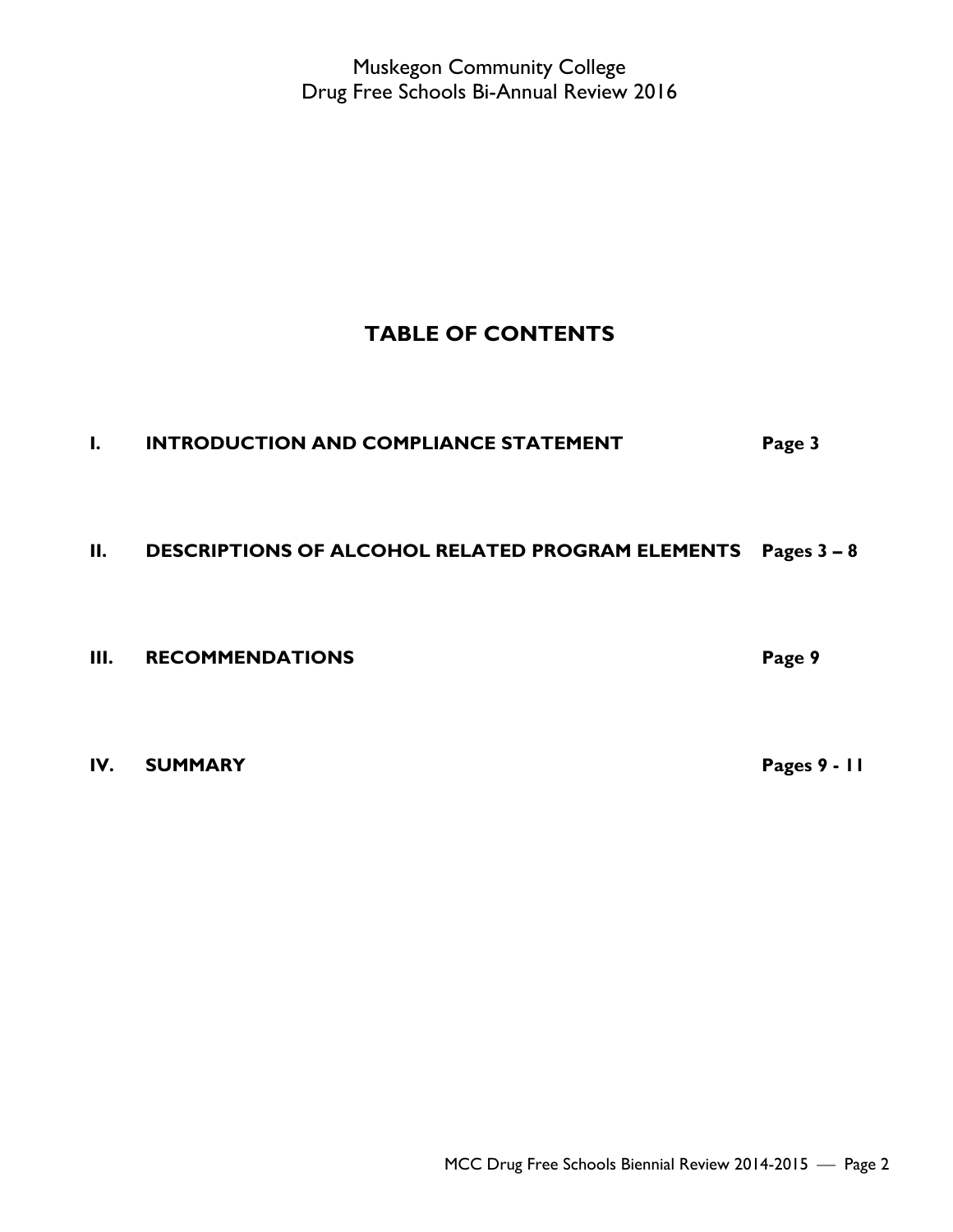Muskegon Community College
Drug Free Schools Bi-Annual Review 2016

# TABLE OF CONTENTS

| | | |
|---|---|---|
| **I.** | **INTRODUCTION AND COMPLIANCE STATEMENT** | **Page 3** |
| **II.** | **DESCRIPTIONS OF ALCOHOL RELATED PROGRAM ELEMENTS** | **Pages 3 – 8** |
| **III.** | **RECOMMENDATIONS** | **Page 9** |
| **IV.** | **SUMMARY** | **Pages 9 - 11** |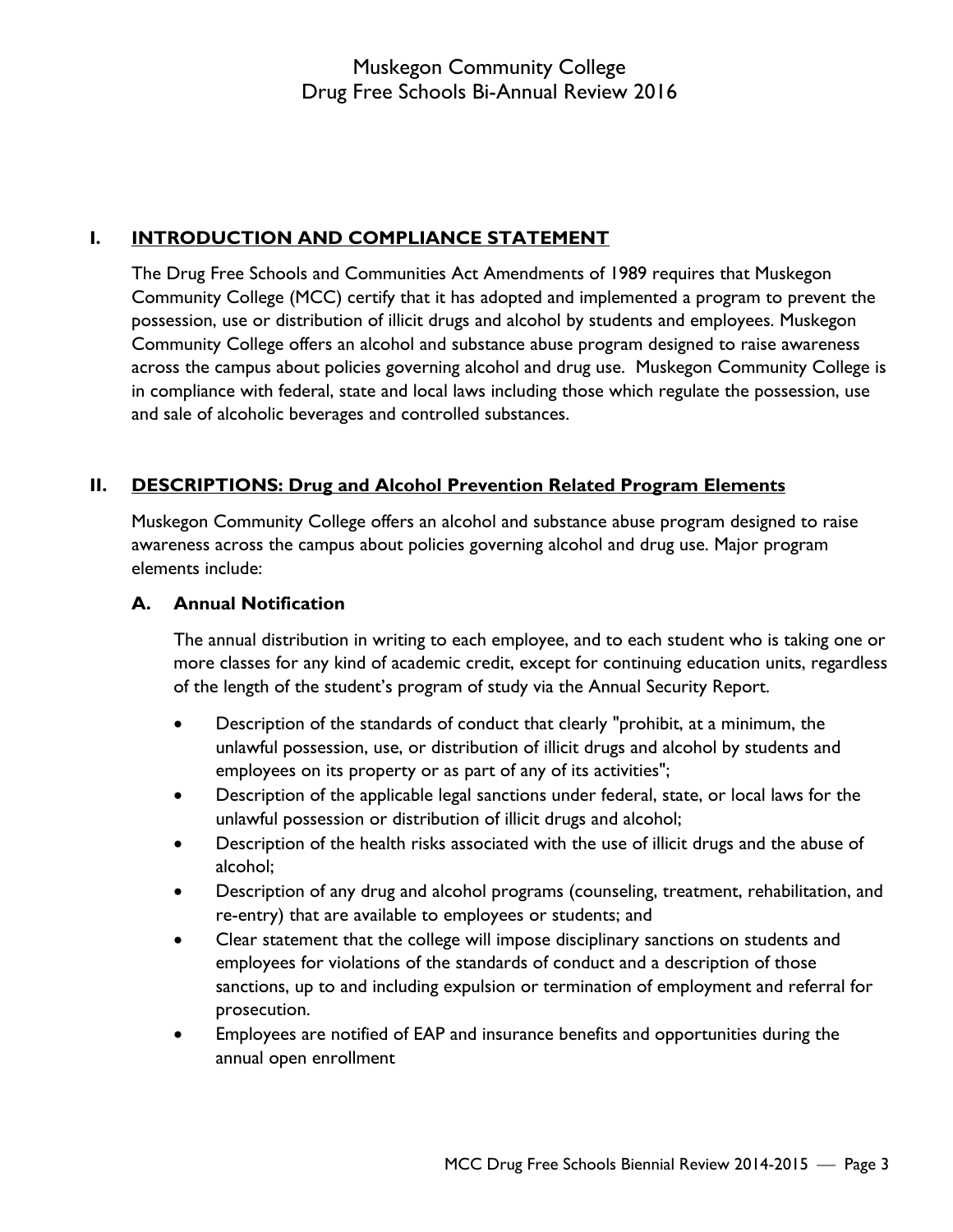## I. INTRODUCTION AND COMPLIANCE STATEMENT

The Drug Free Schools and Communities Act Amendments of 1989 requires that Muskegon Community College (MCC) certify that it has adopted and implemented a program to prevent the possession, use or distribution of illicit drugs and alcohol by students and employees. Muskegon Community College offers an alcohol and substance abuse program designed to raise awareness across the campus about policies governing alcohol and drug use. Muskegon Community College is in compliance with federal, state and local laws including those which regulate the possession, use and sale of alcoholic beverages and controlled substances.

## II. DESCRIPTIONS: Drug and Alcohol Prevention Related Program Elements

Muskegon Community College offers an alcohol and substance abuse program designed to raise awareness across the campus about policies governing alcohol and drug use. Major program elements include:

### A. Annual Notification

The annual distribution in writing to each employee, and to each student who is taking one or more classes for any kind of academic credit, except for continuing education units, regardless of the length of the student's program of study via the Annual Security Report.

- Description of the standards of conduct that clearly "prohibit, at a minimum, the unlawful possession, use, or distribution of illicit drugs and alcohol by students and employees on its property or as part of any of its activities";
- Description of the applicable legal sanctions under federal, state, or local laws for the unlawful possession or distribution of illicit drugs and alcohol;
- Description of the health risks associated with the use of illicit drugs and the abuse of alcohol;
- Description of any drug and alcohol programs (counseling, treatment, rehabilitation, and re-entry) that are available to employees or students; and
- Clear statement that the college will impose disciplinary sanctions on students and employees for violations of the standards of conduct and a description of those sanctions, up to and including expulsion or termination of employment and referral for prosecution.
- Employees are notified of EAP and insurance benefits and opportunities during the annual open enrollment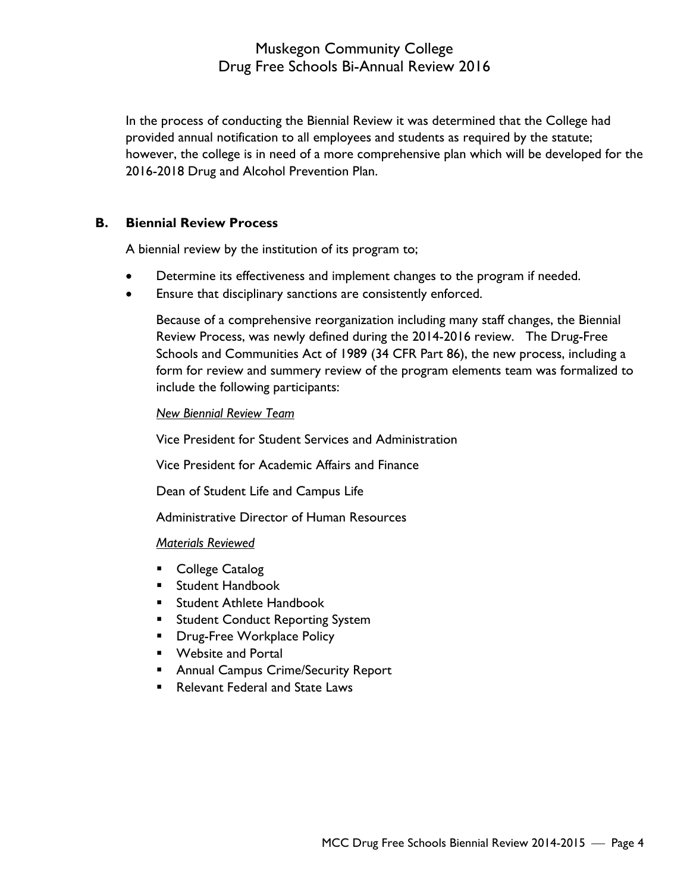In the process of conducting the Biennial Review it was determined that the College had provided annual notification to all employees and students as required by the statute; however, the college is in need of a more comprehensive plan which will be developed for the 2016-2018 Drug and Alcohol Prevention Plan.

## B. Biennial Review Process

A biennial review by the institution of its program to;

- Determine its effectiveness and implement changes to the program if needed.
- Ensure that disciplinary sanctions are consistently enforced.

  Because of a comprehensive reorganization including many staff changes, the Biennial Review Process, was newly defined during the 2014-2016 review. The Drug-Free Schools and Communities Act of 1989 (34 CFR Part 86), the new process, including a form for review and summery review of the program elements team was formalized to include the following participants:

  *New Biennial Review Team*

  Vice President for Student Services and Administration

  Vice President for Academic Affairs and Finance

  Dean of Student Life and Campus Life

  Administrative Director of Human Resources

  *Materials Reviewed*

  - College Catalog
  - Student Handbook
  - Student Athlete Handbook
  - Student Conduct Reporting System
  - Drug-Free Workplace Policy
  - Website and Portal
  - Annual Campus Crime/Security Report
  - Relevant Federal and State Laws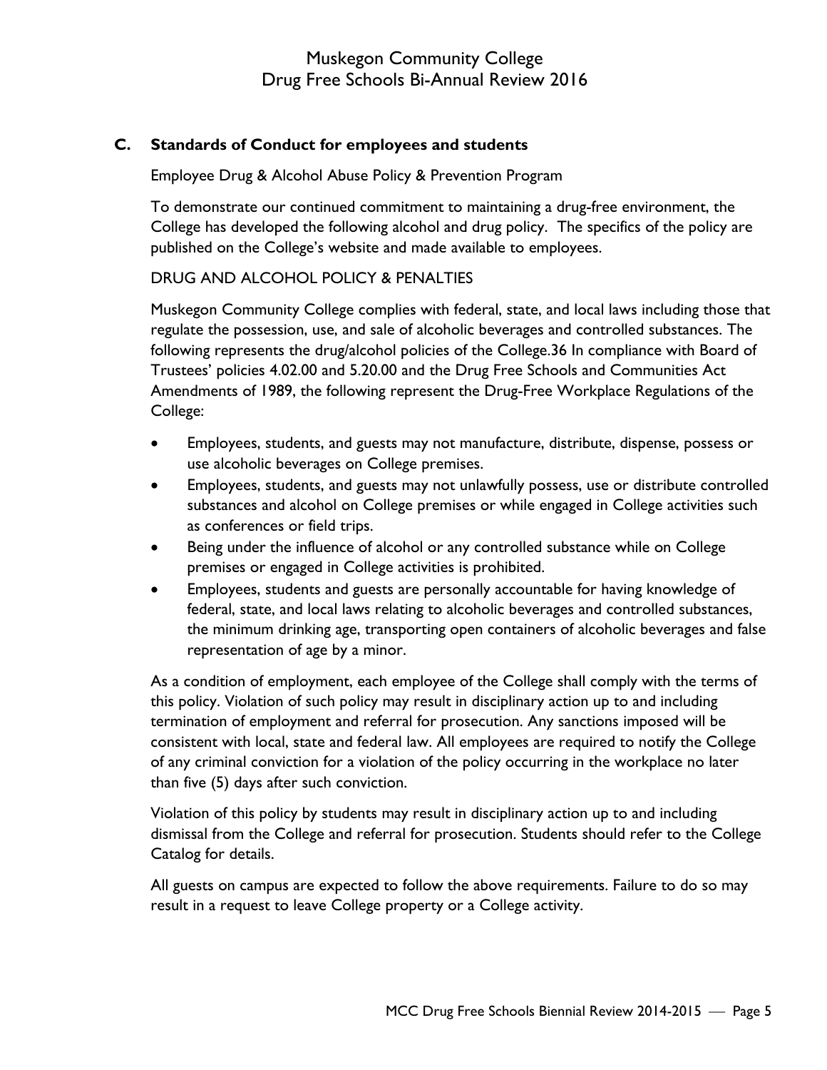### C. Standards of Conduct for employees and students

Employee Drug & Alcohol Abuse Policy & Prevention Program

To demonstrate our continued commitment to maintaining a drug-free environment, the College has developed the following alcohol and drug policy. The specifics of the policy are published on the College's website and made available to employees.

DRUG AND ALCOHOL POLICY & PENALTIES

Muskegon Community College complies with federal, state, and local laws including those that regulate the possession, use, and sale of alcoholic beverages and controlled substances. The following represents the drug/alcohol policies of the College.36 In compliance with Board of Trustees' policies 4.02.00 and 5.20.00 and the Drug Free Schools and Communities Act Amendments of 1989, the following represent the Drug-Free Workplace Regulations of the College:

- Employees, students, and guests may not manufacture, distribute, dispense, possess or use alcoholic beverages on College premises.
- Employees, students, and guests may not unlawfully possess, use or distribute controlled substances and alcohol on College premises or while engaged in College activities such as conferences or field trips.
- Being under the influence of alcohol or any controlled substance while on College premises or engaged in College activities is prohibited.
- Employees, students and guests are personally accountable for having knowledge of federal, state, and local laws relating to alcoholic beverages and controlled substances, the minimum drinking age, transporting open containers of alcoholic beverages and false representation of age by a minor.

As a condition of employment, each employee of the College shall comply with the terms of this policy. Violation of such policy may result in disciplinary action up to and including termination of employment and referral for prosecution. Any sanctions imposed will be consistent with local, state and federal law. All employees are required to notify the College of any criminal conviction for a violation of the policy occurring in the workplace no later than five (5) days after such conviction.

Violation of this policy by students may result in disciplinary action up to and including dismissal from the College and referral for prosecution. Students should refer to the College Catalog for details.

All guests on campus are expected to follow the above requirements. Failure to do so may result in a request to leave College property or a College activity.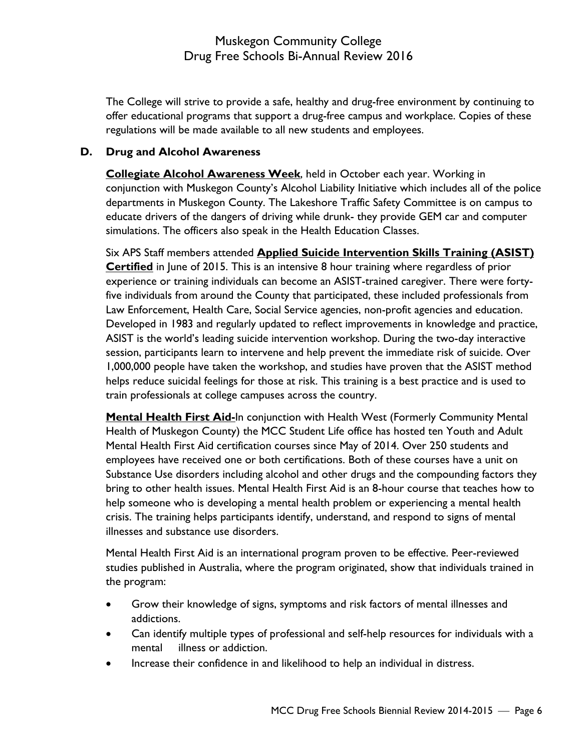The College will strive to provide a safe, healthy and drug-free environment by continuing to offer educational programs that support a drug-free campus and workplace. Copies of these regulations will be made available to all new students and employees.

### D. Drug and Alcohol Awareness

**Collegiate Alcohol Awareness Week**, held in October each year. Working in conjunction with Muskegon County's Alcohol Liability Initiative which includes all of the police departments in Muskegon County. The Lakeshore Traffic Safety Committee is on campus to educate drivers of the dangers of driving while drunk- they provide GEM car and computer simulations. The officers also speak in the Health Education Classes.

Six APS Staff members attended **Applied Suicide Intervention Skills Training (ASIST) Certified** in June of 2015. This is an intensive 8 hour training where regardless of prior experience or training individuals can become an ASIST-trained caregiver. There were forty-five individuals from around the County that participated, these included professionals from Law Enforcement, Health Care, Social Service agencies, non-profit agencies and education. Developed in 1983 and regularly updated to reflect improvements in knowledge and practice, ASIST is the world's leading suicide intervention workshop. During the two-day interactive session, participants learn to intervene and help prevent the immediate risk of suicide. Over 1,000,000 people have taken the workshop, and studies have proven that the ASIST method helps reduce suicidal feelings for those at risk. This training is a best practice and is used to train professionals at college campuses across the country.

**Mental Health First Aid-**In conjunction with Health West (Formerly Community Mental Health of Muskegon County) the MCC Student Life office has hosted ten Youth and Adult Mental Health First Aid certification courses since May of 2014. Over 250 students and employees have received one or both certifications. Both of these courses have a unit on Substance Use disorders including alcohol and other drugs and the compounding factors they bring to other health issues. Mental Health First Aid is an 8-hour course that teaches how to help someone who is developing a mental health problem or experiencing a mental health crisis. The training helps participants identify, understand, and respond to signs of mental illnesses and substance use disorders.

Mental Health First Aid is an international program proven to be effective. Peer-reviewed studies published in Australia, where the program originated, show that individuals trained in the program:

- Grow their knowledge of signs, symptoms and risk factors of mental illnesses and addictions.
- Can identify multiple types of professional and self-help resources for individuals with a mental illness or addiction.
- Increase their confidence in and likelihood to help an individual in distress.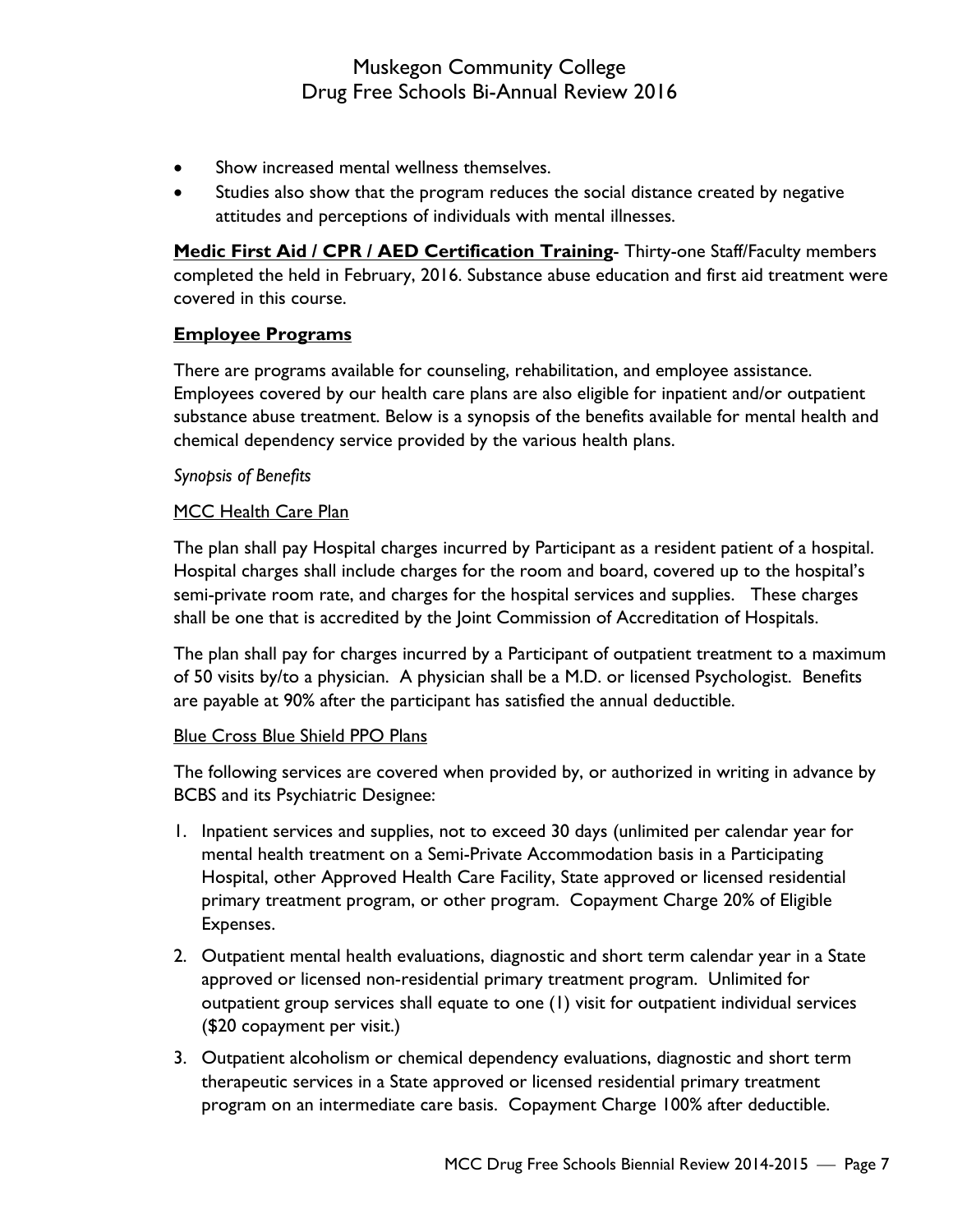- Show increased mental wellness themselves.
- Studies also show that the program reduces the social distance created by negative attitudes and perceptions of individuals with mental illnesses.

**Medic First Aid / CPR / AED Certification Training**- Thirty-one Staff/Faculty members completed the held in February, 2016. Substance abuse education and first aid treatment were covered in this course.

## Employee Programs

There are programs available for counseling, rehabilitation, and employee assistance. Employees covered by our health care plans are also eligible for inpatient and/or outpatient substance abuse treatment. Below is a synopsis of the benefits available for mental health and chemical dependency service provided by the various health plans.

*Synopsis of Benefits*

MCC Health Care Plan

The plan shall pay Hospital charges incurred by Participant as a resident patient of a hospital. Hospital charges shall include charges for the room and board, covered up to the hospital's semi-private room rate, and charges for the hospital services and supplies. These charges shall be one that is accredited by the Joint Commission of Accreditation of Hospitals.

The plan shall pay for charges incurred by a Participant of outpatient treatment to a maximum of 50 visits by/to a physician. A physician shall be a M.D. or licensed Psychologist. Benefits are payable at 90% after the participant has satisfied the annual deductible.

Blue Cross Blue Shield PPO Plans

The following services are covered when provided by, or authorized in writing in advance by BCBS and its Psychiatric Designee:

1. Inpatient services and supplies, not to exceed 30 days (unlimited per calendar year for mental health treatment on a Semi-Private Accommodation basis in a Participating Hospital, other Approved Health Care Facility, State approved or licensed residential primary treatment program, or other program. Copayment Charge 20% of Eligible Expenses.
2. Outpatient mental health evaluations, diagnostic and short term calendar year in a State approved or licensed non-residential primary treatment program. Unlimited for outpatient group services shall equate to one (1) visit for outpatient individual services ($20 copayment per visit.)
3. Outpatient alcoholism or chemical dependency evaluations, diagnostic and short term therapeutic services in a State approved or licensed residential primary treatment program on an intermediate care basis. Copayment Charge 100% after deductible.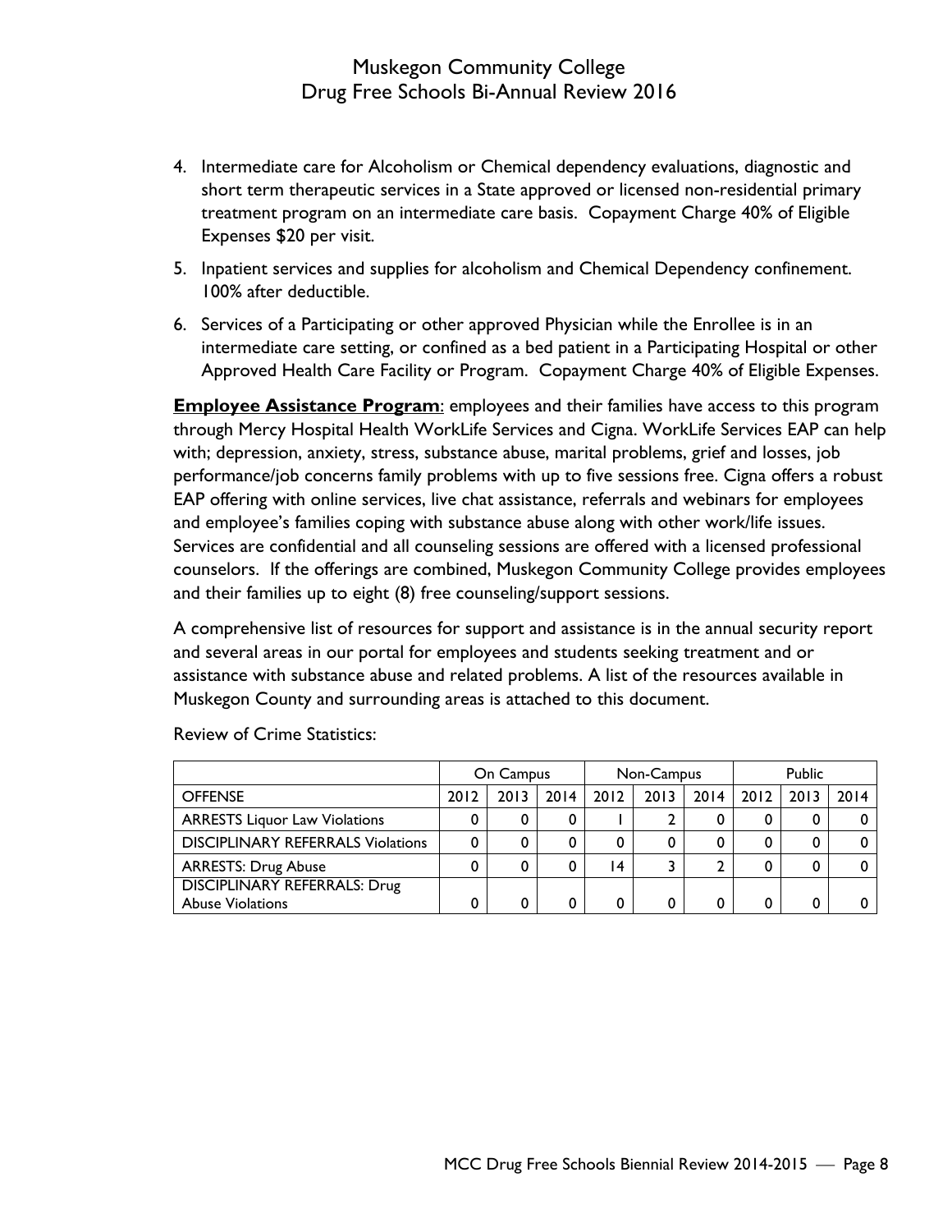4. Intermediate care for Alcoholism or Chemical dependency evaluations, diagnostic and short term therapeutic services in a State approved or licensed non-residential primary treatment program on an intermediate care basis. Copayment Charge 40% of Eligible Expenses $20 per visit.
5. Inpatient services and supplies for alcoholism and Chemical Dependency confinement. 100% after deductible.
6. Services of a Participating or other approved Physician while the Enrollee is in an intermediate care setting, or confined as a bed patient in a Participating Hospital or other Approved Health Care Facility or Program. Copayment Charge 40% of Eligible Expenses.

**Employee Assistance Program**: employees and their families have access to this program through Mercy Hospital Health WorkLife Services and Cigna. WorkLife Services EAP can help with; depression, anxiety, stress, substance abuse, marital problems, grief and losses, job performance/job concerns family problems with up to five sessions free. Cigna offers a robust EAP offering with online services, live chat assistance, referrals and webinars for employees and employee's families coping with substance abuse along with other work/life issues. Services are confidential and all counseling sessions are offered with a licensed professional counselors. If the offerings are combined, Muskegon Community College provides employees and their families up to eight (8) free counseling/support sessions.

A comprehensive list of resources for support and assistance is in the annual security report and several areas in our portal for employees and students seeking treatment and or assistance with substance abuse and related problems. A list of the resources available in Muskegon County and surrounding areas is attached to this document.

Review of Crime Statistics:

| | On Campus | | | Non-Campus | | | Public | | |
|---|---|---|---|---|---|---|---|---|---|
| OFFENSE | 2012 | 2013 | 2014 | 2012 | 2013 | 2014 | 2012 | 2013 | 2014 |
| ARRESTS Liquor Law Violations | 0 | 0 | 0 | 1 | 2 | 0 | 0 | 0 | 0 |
| DISCIPLINARY REFERRALS Violations | 0 | 0 | 0 | 0 | 0 | 0 | 0 | 0 | 0 |
| ARRESTS: Drug Abuse | 0 | 0 | 0 | 14 | 3 | 2 | 0 | 0 | 0 |
| DISCIPLINARY REFERRALS: Drug Abuse Violations | 0 | 0 | 0 | 0 | 0 | 0 | 0 | 0 | 0 |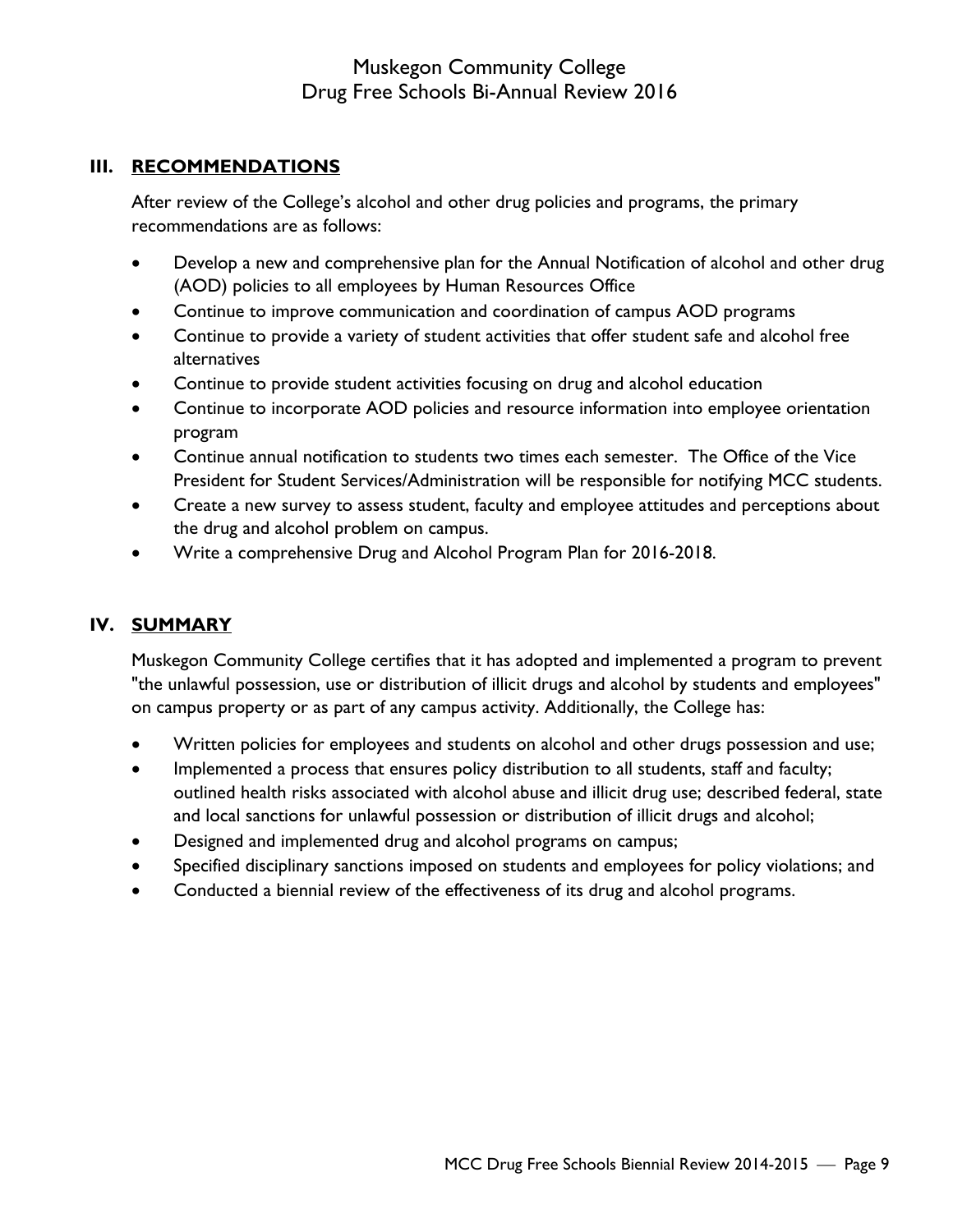## III. RECOMMENDATIONS

After review of the College's alcohol and other drug policies and programs, the primary recommendations are as follows:

- Develop a new and comprehensive plan for the Annual Notification of alcohol and other drug (AOD) policies to all employees by Human Resources Office
- Continue to improve communication and coordination of campus AOD programs
- Continue to provide a variety of student activities that offer student safe and alcohol free alternatives
- Continue to provide student activities focusing on drug and alcohol education
- Continue to incorporate AOD policies and resource information into employee orientation program
- Continue annual notification to students two times each semester. The Office of the Vice President for Student Services/Administration will be responsible for notifying MCC students.
- Create a new survey to assess student, faculty and employee attitudes and perceptions about the drug and alcohol problem on campus.
- Write a comprehensive Drug and Alcohol Program Plan for 2016-2018.

## IV. SUMMARY

Muskegon Community College certifies that it has adopted and implemented a program to prevent "the unlawful possession, use or distribution of illicit drugs and alcohol by students and employees" on campus property or as part of any campus activity. Additionally, the College has:

- Written policies for employees and students on alcohol and other drugs possession and use;
- Implemented a process that ensures policy distribution to all students, staff and faculty; outlined health risks associated with alcohol abuse and illicit drug use; described federal, state and local sanctions for unlawful possession or distribution of illicit drugs and alcohol;
- Designed and implemented drug and alcohol programs on campus;
- Specified disciplinary sanctions imposed on students and employees for policy violations; and
- Conducted a biennial review of the effectiveness of its drug and alcohol programs.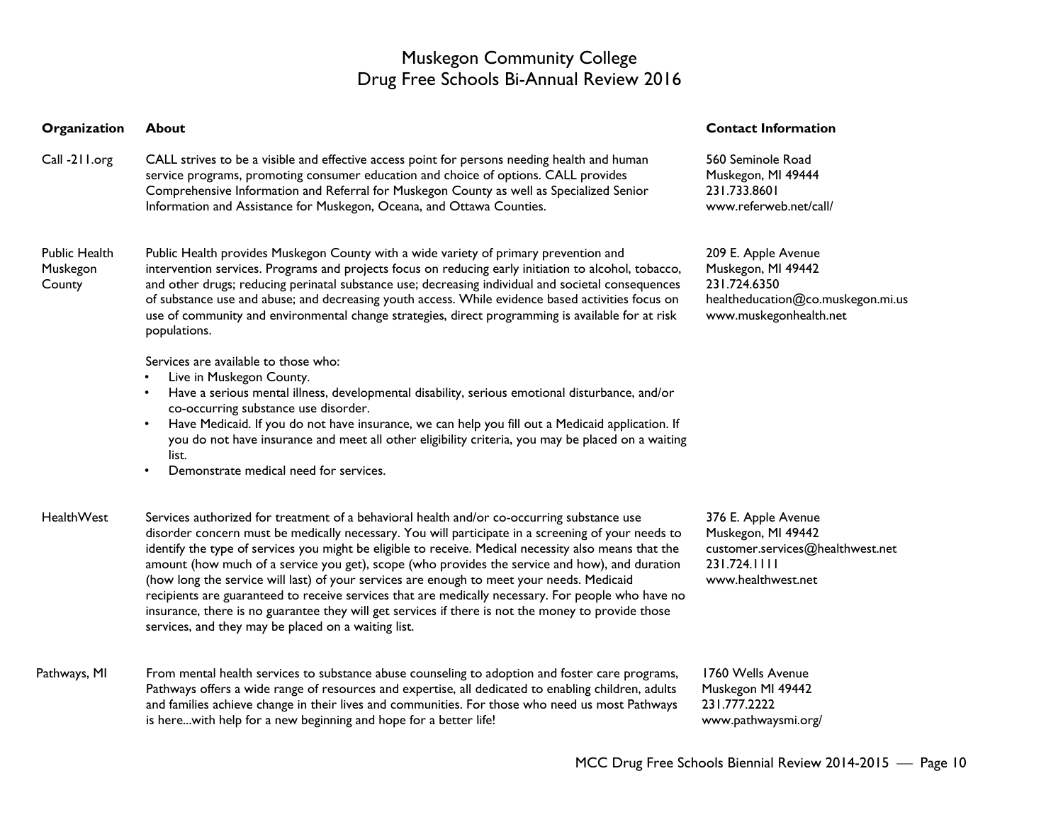# Muskegon Community College
# Drug Free Schools Bi-Annual Review 2016

| Organization | About | Contact Information |
|---|---|---|
| Call -211.org | CALL strives to be a visible and effective access point for persons needing health and human service programs, promoting consumer education and choice of options. CALL provides Comprehensive Information and Referral for Muskegon County as well as Specialized Senior Information and Assistance for Muskegon, Oceana, and Ottawa Counties. | 560 Seminole Road<br>Muskegon, MI 49444<br>231.733.8601<br>www.referweb.net/call/ |
| Public Health Muskegon County | Public Health provides Muskegon County with a wide variety of primary prevention and intervention services. Programs and projects focus on reducing early initiation to alcohol, tobacco, and other drugs; reducing perinatal substance use; decreasing individual and societal consequences of substance use and abuse; and decreasing youth access. While evidence based activities focus on use of community and environmental change strategies, direct programming is available for at risk populations.<br><br>Services are available to those who:<br>• Live in Muskegon County.<br>• Have a serious mental illness, developmental disability, serious emotional disturbance, and/or co-occurring substance use disorder.<br>• Have Medicaid. If you do not have insurance, we can help you fill out a Medicaid application. If you do not have insurance and meet all other eligibility criteria, you may be placed on a waiting list.<br>• Demonstrate medical need for services. | 209 E. Apple Avenue<br>Muskegon, MI 49442<br>231.724.6350<br>healtheducation@co.muskegon.mi.us<br>www.muskegonhealth.net |
| HealthWest | Services authorized for treatment of a behavioral health and/or co-occurring substance use disorder concern must be medically necessary. You will participate in a screening of your needs to identify the type of services you might be eligible to receive. Medical necessity also means that the amount (how much of a service you get), scope (who provides the service and how), and duration (how long the service will last) of your services are enough to meet your needs. Medicaid recipients are guaranteed to receive services that are medically necessary. For people who have no insurance, there is no guarantee they will get services if there is not the money to provide those services, and they may be placed on a waiting list. | 376 E. Apple Avenue<br>Muskegon, MI 49442<br>customer.services@healthwest.net<br>231.724.1111<br>www.healthwest.net |
| Pathways, MI | From mental health services to substance abuse counseling to adoption and foster care programs, Pathways offers a wide range of resources and expertise, all dedicated to enabling children, adults and families achieve change in their lives and communities. For those who need us most Pathways is here...with help for a new beginning and hope for a better life! | 1760 Wells Avenue<br>Muskegon MI 49442<br>231.777.2222<br>www.pathwaysmi.org/ |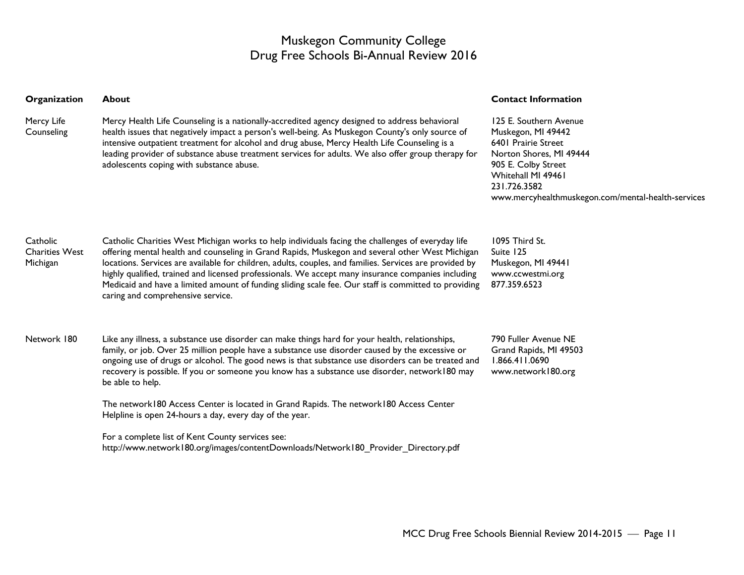# Muskegon Community College
## Drug Free Schools Bi-Annual Review 2016

| Organization | About | Contact Information |
|---|---|---|
| Mercy Life Counseling | Mercy Health Life Counseling is a nationally-accredited agency designed to address behavioral health issues that negatively impact a person's well-being. As Muskegon County's only source of intensive outpatient treatment for alcohol and drug abuse, Mercy Health Life Counseling is a leading provider of substance abuse treatment services for adults. We also offer group therapy for adolescents coping with substance abuse. | 125 E. Southern Avenue<br>Muskegon, MI 49442<br>6401 Prairie Street<br>Norton Shores, MI 49444<br>905 E. Colby Street<br>Whitehall MI 49461<br>231.726.3582<br>www.mercyhealthmuskegon.com/mental-health-services |
| Catholic Charities West Michigan | Catholic Charities West Michigan works to help individuals facing the challenges of everyday life offering mental health and counseling in Grand Rapids, Muskegon and several other West Michigan locations. Services are available for children, adults, couples, and families. Services are provided by highly qualified, trained and licensed professionals. We accept many insurance companies including Medicaid and have a limited amount of funding sliding scale fee. Our staff is committed to providing caring and comprehensive service. | 1095 Third St.<br>Suite 125<br>Muskegon, MI 49441<br>www.ccwestmi.org<br>877.359.6523 |
| Network 180 | Like any illness, a substance use disorder can make things hard for your health, relationships, family, or job. Over 25 million people have a substance use disorder caused by the excessive or ongoing use of drugs or alcohol. The good news is that substance use disorders can be treated and recovery is possible. If you or someone you know has a substance use disorder, network180 may be able to help.<br><br>The network180 Access Center is located in Grand Rapids. The network180 Access Center Helpline is open 24-hours a day, every day of the year.<br><br>For a complete list of Kent County services see:<br>http://www.network180.org/images/contentDownloads/Network180_Provider_Directory.pdf | 790 Fuller Avenue NE<br>Grand Rapids, MI 49503<br>1.866.411.0690<br>www.network180.org |